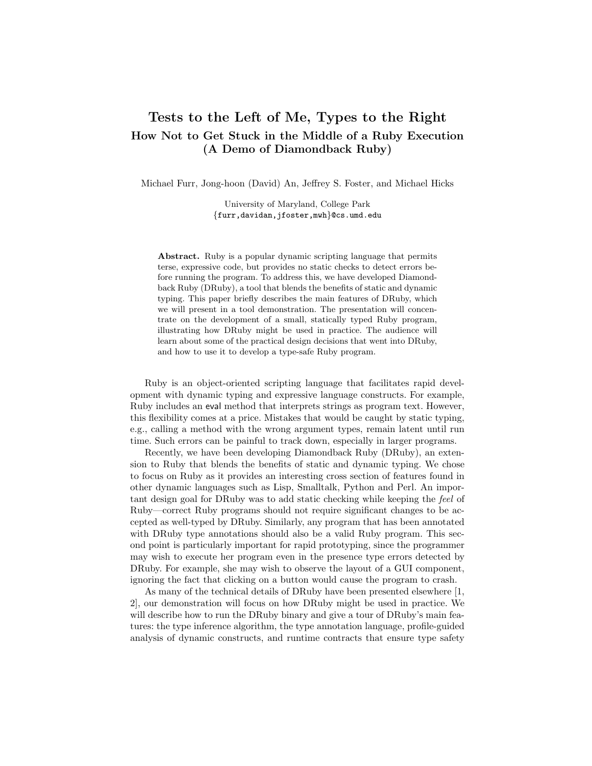# Tests to the Left of Me, Types to the Right

## How Not to Get Stuck in the Middle of a Ruby Execution (A Demo of Diamondback Ruby)

Michael Furr, Jong-hoon (David) An, Jeffrey S. Foster, and Michael Hicks

University of Maryland, College Park
{furr,davidan,jfoster,mwh}@cs.umd.edu

**Abstract.** Ruby is a popular dynamic scripting language that permits terse, expressive code, but provides no static checks to detect errors before running the program. To address this, we have developed Diamondback Ruby (DRuby), a tool that blends the benefits of static and dynamic typing. This paper briefly describes the main features of DRuby, which we will present in a tool demonstration. The presentation will concentrate on the development of a small, statically typed Ruby program, illustrating how DRuby might be used in practice. The audience will learn about some of the practical design decisions that went into DRuby, and how to use it to develop a type-safe Ruby program.

Ruby is an object-oriented scripting language that facilitates rapid development with dynamic typing and expressive language constructs. For example, Ruby includes an `eval` method that interprets strings as program text. However, this flexibility comes at a price. Mistakes that would be caught by static typing, e.g., calling a method with the wrong argument types, remain latent until run time. Such errors can be painful to track down, especially in larger programs.

Recently, we have been developing Diamondback Ruby (DRuby), an extension to Ruby that blends the benefits of static and dynamic typing. We chose to focus on Ruby as it provides an interesting cross section of features found in other dynamic languages such as Lisp, Smalltalk, Python and Perl. An important design goal for DRuby was to add static checking while keeping the *feel* of Ruby—correct Ruby programs should not require significant changes to be accepted as well-typed by DRuby. Similarly, any program that has been annotated with DRuby type annotations should also be a valid Ruby program. This second point is particularly important for rapid prototyping, since the programmer may wish to execute her program even in the presence type errors detected by DRuby. For example, she may wish to observe the layout of a GUI component, ignoring the fact that clicking on a button would cause the program to crash.

As many of the technical details of DRuby have been presented elsewhere [1, 2], our demonstration will focus on how DRuby might be used in practice. We will describe how to run the DRuby binary and give a tour of DRuby's main features: the type inference algorithm, the type annotation language, profile-guided analysis of dynamic constructs, and runtime contracts that ensure type safety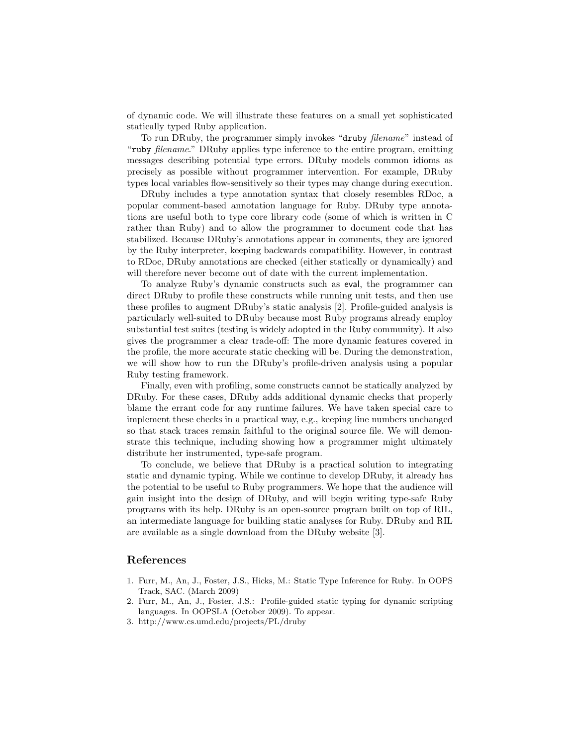of dynamic code. We will illustrate these features on a small yet sophisticated statically typed Ruby application.

To run DRuby, the programmer simply invokes "`druby` *filename*" instead of "`ruby` *filename*." DRuby applies type inference to the entire program, emitting messages describing potential type errors. DRuby models common idioms as precisely as possible without programmer intervention. For example, DRuby types local variables flow-sensitively so their types may change during execution.

DRuby includes a type annotation syntax that closely resembles RDoc, a popular comment-based annotation language for Ruby. DRuby type annotations are useful both to type core library code (some of which is written in C rather than Ruby) and to allow the programmer to document code that has stabilized. Because DRuby's annotations appear in comments, they are ignored by the Ruby interpreter, keeping backwards compatibility. However, in contrast to RDoc, DRuby annotations are checked (either statically or dynamically) and will therefore never become out of date with the current implementation.

To analyze Ruby's dynamic constructs such as `eval`, the programmer can direct DRuby to profile these constructs while running unit tests, and then use these profiles to augment DRuby's static analysis [2]. Profile-guided analysis is particularly well-suited to DRuby because most Ruby programs already employ substantial test suites (testing is widely adopted in the Ruby community). It also gives the programmer a clear trade-off: The more dynamic features covered in the profile, the more accurate static checking will be. During the demonstration, we will show how to run the DRuby's profile-driven analysis using a popular Ruby testing framework.

Finally, even with profiling, some constructs cannot be statically analyzed by DRuby. For these cases, DRuby adds additional dynamic checks that properly blame the errant code for any runtime failures. We have taken special care to implement these checks in a practical way, e.g., keeping line numbers unchanged so that stack traces remain faithful to the original source file. We will demonstrate this technique, including showing how a programmer might ultimately distribute her instrumented, type-safe program.

To conclude, we believe that DRuby is a practical solution to integrating static and dynamic typing. While we continue to develop DRuby, it already has the potential to be useful to Ruby programmers. We hope that the audience will gain insight into the design of DRuby, and will begin writing type-safe Ruby programs with its help. DRuby is an open-source program built on top of RIL, an intermediate language for building static analyses for Ruby. DRuby and RIL are available as a single download from the DRuby website [3].

## References

1. Furr, M., An, J., Foster, J.S., Hicks, M.: Static Type Inference for Ruby. In OOPS Track, SAC. (March 2009)
2. Furr, M., An, J., Foster, J.S.: Profile-guided static typing for dynamic scripting languages. In OOPSLA (October 2009). To appear.
3. http://www.cs.umd.edu/projects/PL/druby